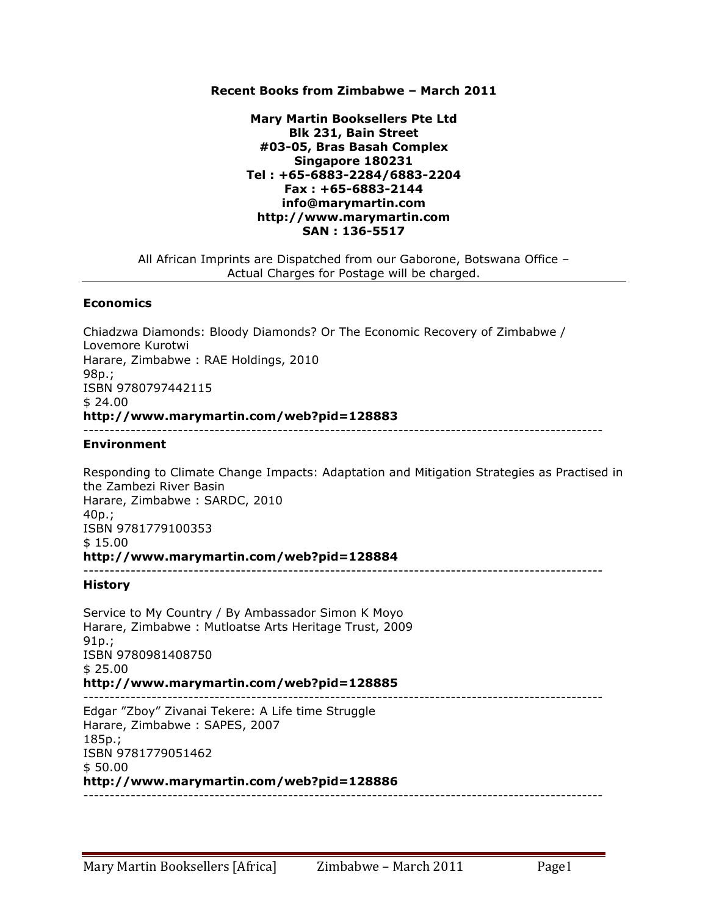**Recent Books from Zimbabwe – March 2011**

**Mary Martin Booksellers Pte Ltd**
**Blk 231, Bain Street**
**#03-05, Bras Basah Complex**
**Singapore 180231**
**Tel : +65-6883-2284/6883-2204**
**Fax : +65-6883-2144**
**info@marymartin.com**
**http://www.marymartin.com**
**SAN : 136-5517**

All African Imprints are Dispatched from our Gaborone, Botswana Office – Actual Charges for Postage will be charged.

---

### Economics

Chiadzwa Diamonds: Bloody Diamonds? Or The Economic Recovery of Zimbabwe / Lovemore Kurotwi
Harare, Zimbabwe : RAE Holdings, 2010
98p.;
ISBN 9780797442115
$ 24.00
**http://www.marymartin.com/web?pid=128883**

---

### Environment

Responding to Climate Change Impacts: Adaptation and Mitigation Strategies as Practised in the Zambezi River Basin
Harare, Zimbabwe : SARDC, 2010
40p.;
ISBN 9781779100353
$ 15.00
**http://www.marymartin.com/web?pid=128884**

---

### History

Service to My Country / By Ambassador Simon K Moyo
Harare, Zimbabwe : Mutloatse Arts Heritage Trust, 2009
91p.;
ISBN 9780981408750
$ 25.00
**http://www.marymartin.com/web?pid=128885**

---

Edgar "Zboy" Zivanai Tekere: A Life time Struggle
Harare, Zimbabwe : SAPES, 2007
185p.;
ISBN 9781779051462
$ 50.00
**http://www.marymartin.com/web?pid=128886**

---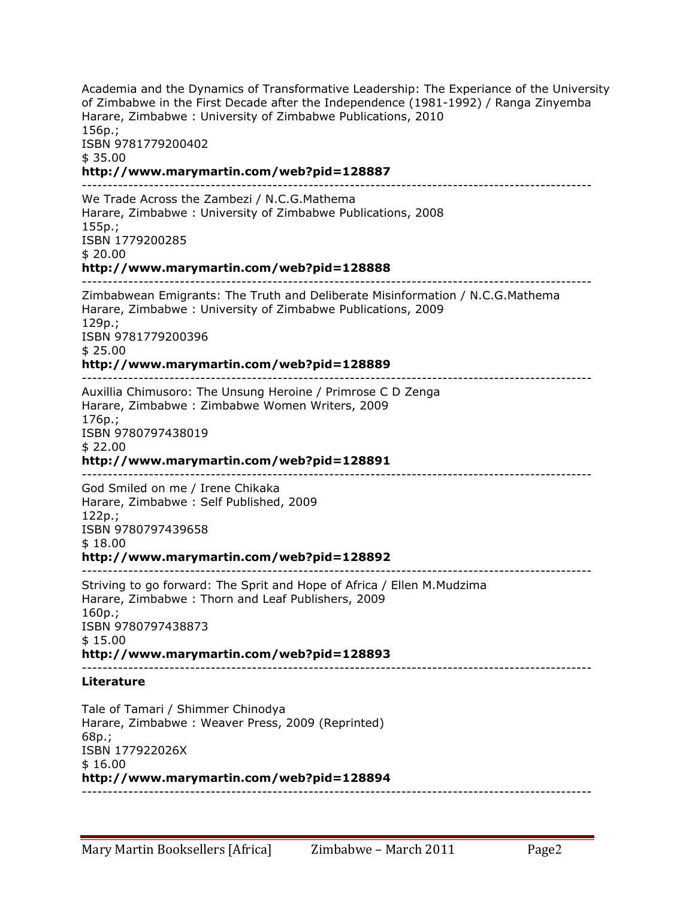Academia and the Dynamics of Transformative Leadership: The Experiance of the University of Zimbabwe in the First Decade after the Independence (1981-1992) / Ranga Zinyemba
Harare, Zimbabwe : University of Zimbabwe Publications, 2010
156p.;
ISBN 9781779200402
$ 35.00
**http://www.marymartin.com/web?pid=128887**

---

We Trade Across the Zambezi / N.C.G.Mathema
Harare, Zimbabwe : University of Zimbabwe Publications, 2008
155p.;
ISBN 1779200285
$ 20.00
**http://www.marymartin.com/web?pid=128888**

---

Zimbabwean Emigrants: The Truth and Deliberate Misinformation / N.C.G.Mathema
Harare, Zimbabwe : University of Zimbabwe Publications, 2009
129p.;
ISBN 9781779200396
$ 25.00
**http://www.marymartin.com/web?pid=128889**

---

Auxillia Chimusoro: The Unsung Heroine / Primrose C D Zenga
Harare, Zimbabwe : Zimbabwe Women Writers, 2009
176p.;
ISBN 9780797438019
$ 22.00
**http://www.marymartin.com/web?pid=128891**

---

God Smiled on me / Irene Chikaka
Harare, Zimbabwe : Self Published, 2009
122p.;
ISBN 9780797439658
$ 18.00
**http://www.marymartin.com/web?pid=128892**

---

Striving to go forward: The Sprit and Hope of Africa / Ellen M.Mudzima
Harare, Zimbabwe : Thorn and Leaf Publishers, 2009
160p.;
ISBN 9780797438873
$ 15.00
**http://www.marymartin.com/web?pid=128893**

---

**Literature**

Tale of Tamari / Shimmer Chinodya
Harare, Zimbabwe : Weaver Press, 2009 (Reprinted)
68p.;
ISBN 177922026X
$ 16.00
**http://www.marymartin.com/web?pid=128894**

---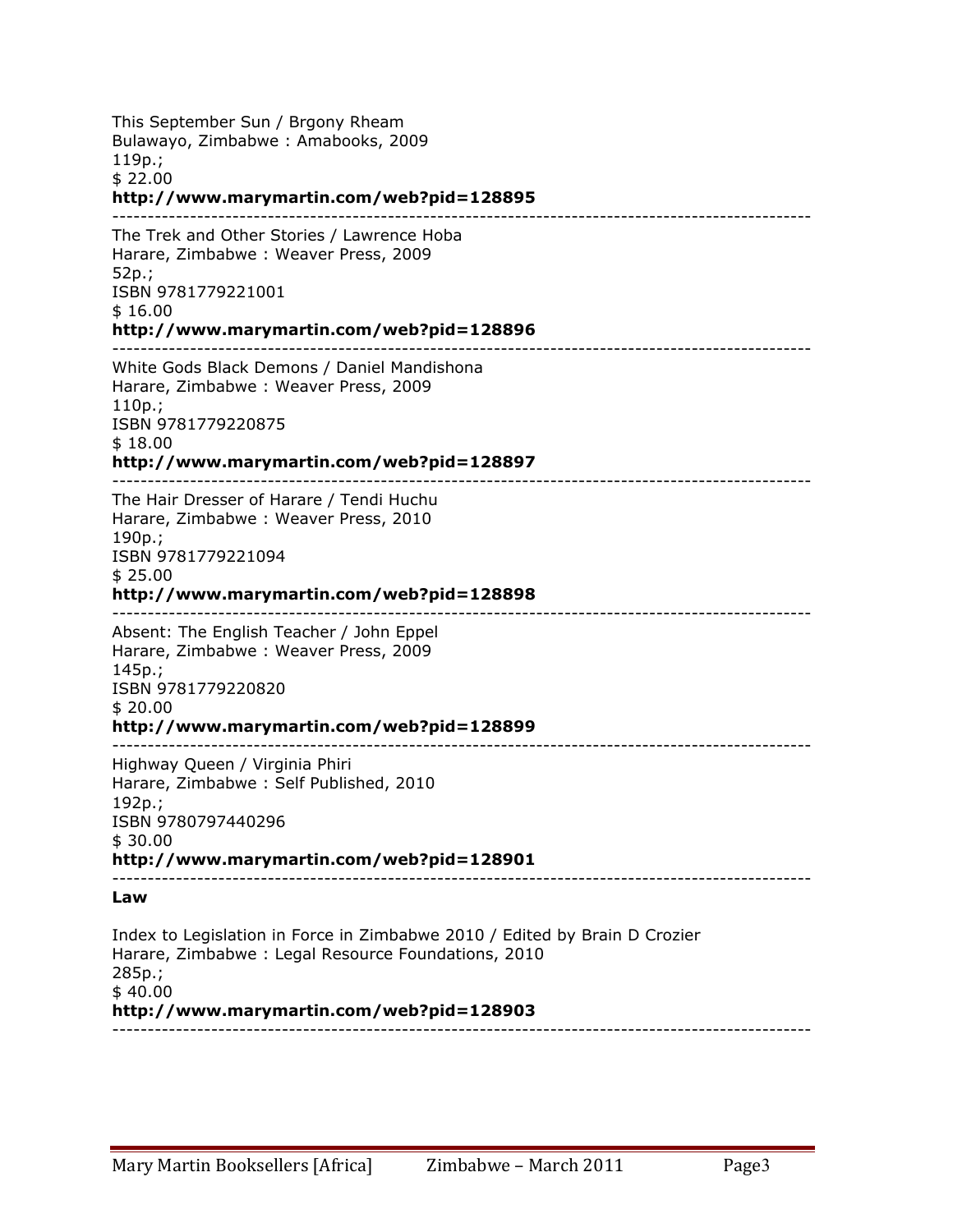This September Sun / Brgony Rheam
Bulawayo, Zimbabwe : Amabooks, 2009
119p.;
$ 22.00
**http://www.marymartin.com/web?pid=128895**

---

The Trek and Other Stories / Lawrence Hoba
Harare, Zimbabwe : Weaver Press, 2009
52p.;
ISBN 9781779221001
$ 16.00
**http://www.marymartin.com/web?pid=128896**

---

White Gods Black Demons / Daniel Mandishona
Harare, Zimbabwe : Weaver Press, 2009
110p.;
ISBN 9781779220875
$ 18.00
**http://www.marymartin.com/web?pid=128897**

---

The Hair Dresser of Harare / Tendi Huchu
Harare, Zimbabwe : Weaver Press, 2010
190p.;
ISBN 9781779221094
$ 25.00
**http://www.marymartin.com/web?pid=128898**

---

Absent: The English Teacher / John Eppel
Harare, Zimbabwe : Weaver Press, 2009
145p.;
ISBN 9781779220820
$ 20.00
**http://www.marymartin.com/web?pid=128899**

---

Highway Queen / Virginia Phiri
Harare, Zimbabwe : Self Published, 2010
192p.;
ISBN 9780797440296
$ 30.00
**http://www.marymartin.com/web?pid=128901**

---

**Law**

Index to Legislation in Force in Zimbabwe 2010 / Edited by Brain D Crozier
Harare, Zimbabwe : Legal Resource Foundations, 2010
285p.;
$ 40.00
**http://www.marymartin.com/web?pid=128903**

---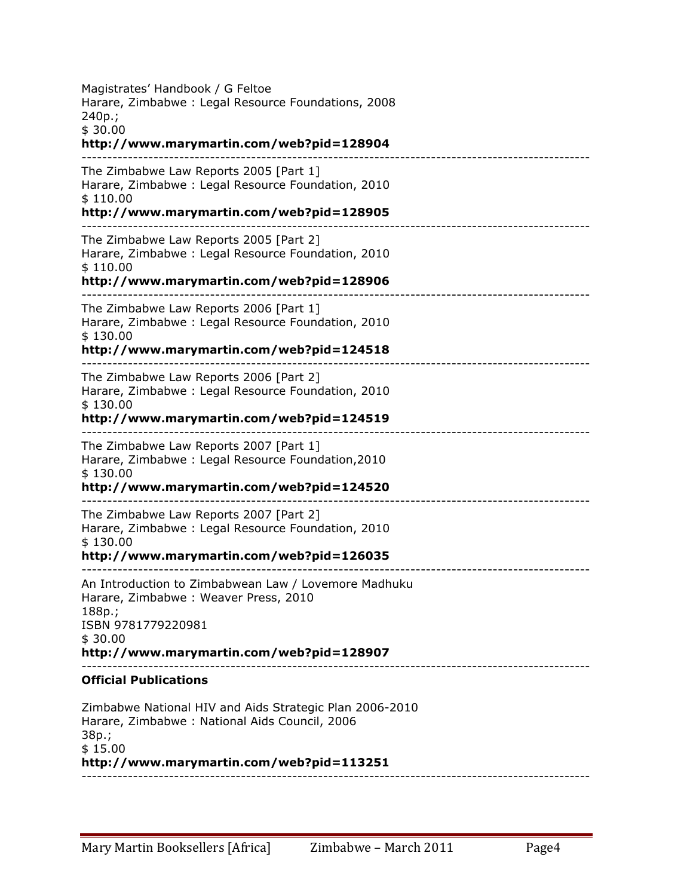Magistrates' Handbook / G Feltoe
Harare, Zimbabwe : Legal Resource Foundations, 2008
240p.;
$ 30.00
**http://www.marymartin.com/web?pid=128904**

---

The Zimbabwe Law Reports 2005 [Part 1]
Harare, Zimbabwe : Legal Resource Foundation, 2010
$ 110.00
**http://www.marymartin.com/web?pid=128905**

---

The Zimbabwe Law Reports 2005 [Part 2]
Harare, Zimbabwe : Legal Resource Foundation, 2010
$ 110.00
**http://www.marymartin.com/web?pid=128906**

---

The Zimbabwe Law Reports 2006 [Part 1]
Harare, Zimbabwe : Legal Resource Foundation, 2010
$ 130.00
**http://www.marymartin.com/web?pid=124518**

---

The Zimbabwe Law Reports 2006 [Part 2]
Harare, Zimbabwe : Legal Resource Foundation, 2010
$ 130.00
**http://www.marymartin.com/web?pid=124519**

---

The Zimbabwe Law Reports 2007 [Part 1]
Harare, Zimbabwe : Legal Resource Foundation,2010
$ 130.00
**http://www.marymartin.com/web?pid=124520**

---

The Zimbabwe Law Reports 2007 [Part 2]
Harare, Zimbabwe : Legal Resource Foundation, 2010
$ 130.00
**http://www.marymartin.com/web?pid=126035**

---

An Introduction to Zimbabwean Law / Lovemore Madhuku
Harare, Zimbabwe : Weaver Press, 2010
188p.;
ISBN 9781779220981
$ 30.00
**http://www.marymartin.com/web?pid=128907**

---

**Official Publications**

Zimbabwe National HIV and Aids Strategic Plan 2006-2010
Harare, Zimbabwe : National Aids Council, 2006
38p.;
$ 15.00
**http://www.marymartin.com/web?pid=113251**

---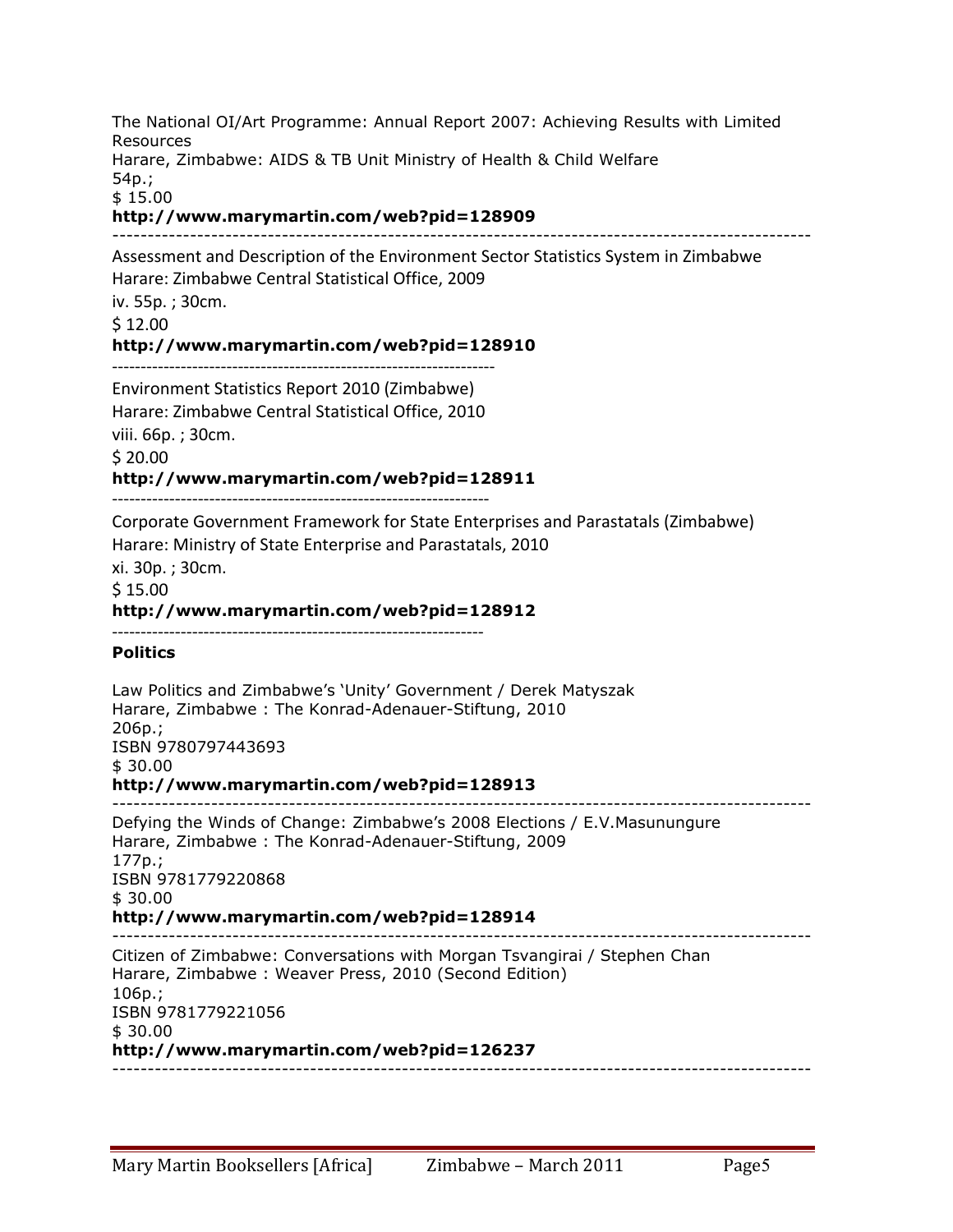The National OI/Art Programme: Annual Report 2007: Achieving Results with Limited Resources
Harare, Zimbabwe: AIDS & TB Unit Ministry of Health & Child Welfare
54p.;
$ 15.00
**http://www.marymartin.com/web?pid=128909**

---

Assessment and Description of the Environment Sector Statistics System in Zimbabwe
Harare: Zimbabwe Central Statistical Office, 2009
iv. 55p. ; 30cm.
$ 12.00
**http://www.marymartin.com/web?pid=128910**

---

Environment Statistics Report 2010 (Zimbabwe)
Harare: Zimbabwe Central Statistical Office, 2010
viii. 66p. ; 30cm.
$ 20.00
**http://www.marymartin.com/web?pid=128911**

---

Corporate Government Framework for State Enterprises and Parastatals (Zimbabwe)
Harare: Ministry of State Enterprise and Parastatals, 2010
xi. 30p. ; 30cm.
$ 15.00
**http://www.marymartin.com/web?pid=128912**

---

**Politics**

Law Politics and Zimbabwe's 'Unity' Government / Derek Matyszak
Harare, Zimbabwe : The Konrad-Adenauer-Stiftung, 2010
206p.;
ISBN 9780797443693
$ 30.00
**http://www.marymartin.com/web?pid=128913**

---

Defying the Winds of Change: Zimbabwe's 2008 Elections / E.V.Masunungure
Harare, Zimbabwe : The Konrad-Adenauer-Stiftung, 2009
177p.;
ISBN 9781779220868
$ 30.00
**http://www.marymartin.com/web?pid=128914**

---

Citizen of Zimbabwe: Conversations with Morgan Tsvangirai / Stephen Chan
Harare, Zimbabwe : Weaver Press, 2010 (Second Edition)
106p.;
ISBN 9781779221056
$ 30.00
**http://www.marymartin.com/web?pid=126237**

---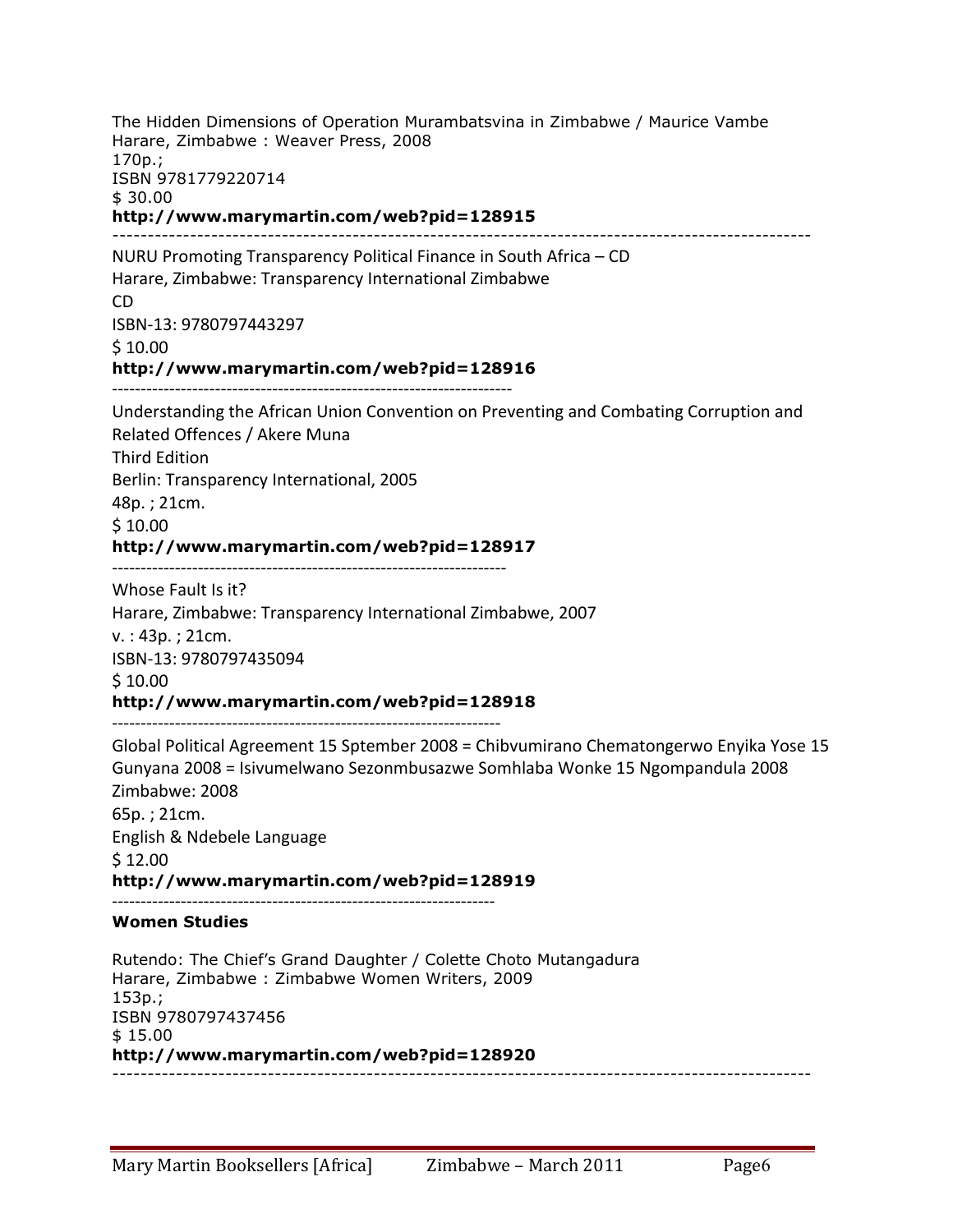The Hidden Dimensions of Operation Murambatsvina in Zimbabwe / Maurice Vambe
Harare, Zimbabwe : Weaver Press, 2008
170p.;
ISBN 9781779220714
$ 30.00
**http://www.marymartin.com/web?pid=128915**

---

NURU Promoting Transparency Political Finance in South Africa – CD
Harare, Zimbabwe: Transparency International Zimbabwe
CD
ISBN-13: 9780797443297
$ 10.00
**http://www.marymartin.com/web?pid=128916**

---

Understanding the African Union Convention on Preventing and Combating Corruption and Related Offences / Akere Muna
Third Edition
Berlin: Transparency International, 2005
48p. ; 21cm.
$ 10.00
**http://www.marymartin.com/web?pid=128917**

---

Whose Fault Is it?
Harare, Zimbabwe: Transparency International Zimbabwe, 2007
v. : 43p. ; 21cm.
ISBN-13: 9780797435094
$ 10.00
**http://www.marymartin.com/web?pid=128918**

---

Global Political Agreement 15 Sptember 2008 = Chibvumirano Chematongerwo Enyika Yose 15 Gunyana 2008 = Isivumelwano Sezonmbusazwe Somhlaba Wonke 15 Ngompandula 2008
Zimbabwe: 2008
65p. ; 21cm.
English & Ndebele Language
$ 12.00
**http://www.marymartin.com/web?pid=128919**

---

**Women Studies**

Rutendo: The Chief's Grand Daughter / Colette Choto Mutangadura
Harare, Zimbabwe : Zimbabwe Women Writers, 2009
153p.;
ISBN 9780797437456
$ 15.00
**http://www.marymartin.com/web?pid=128920**

---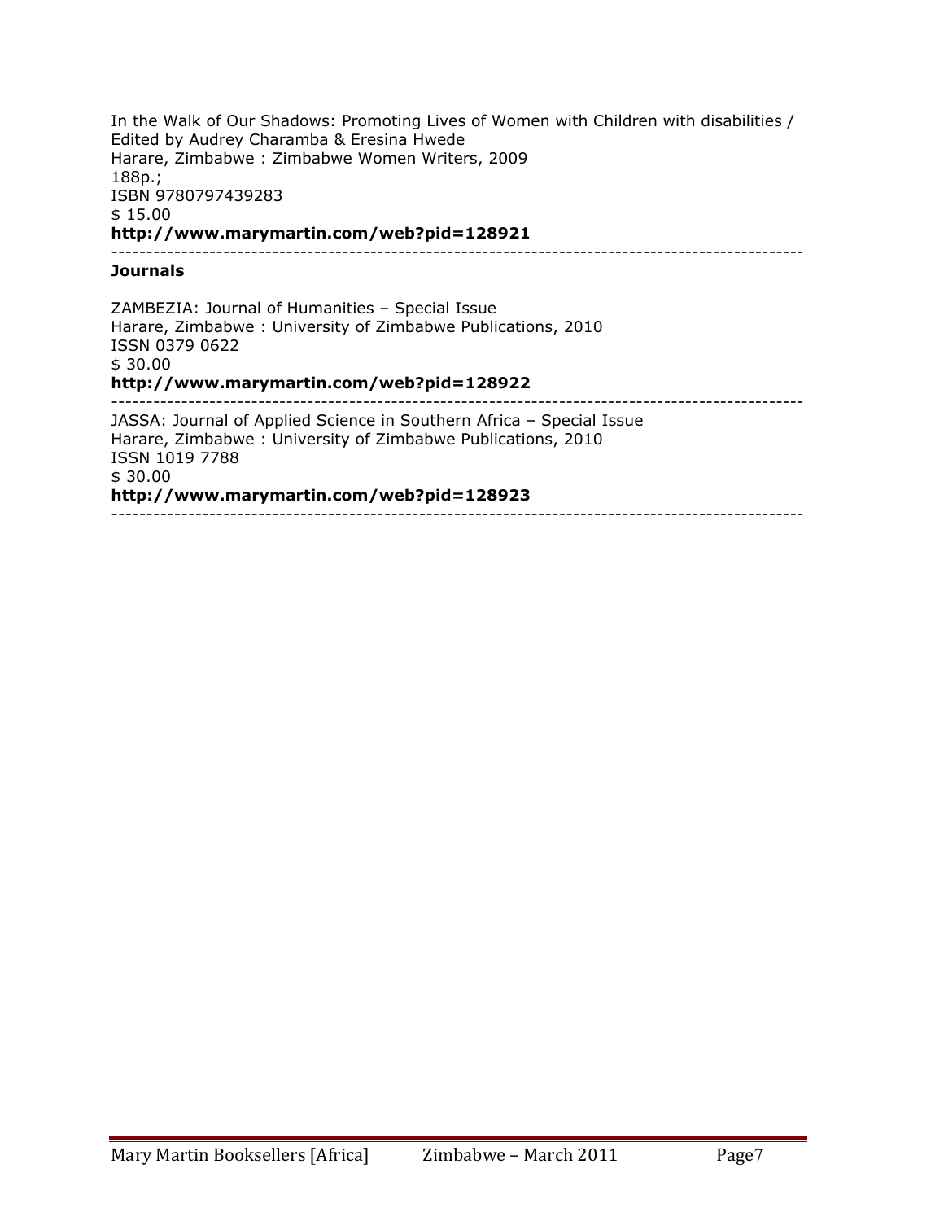In the Walk of Our Shadows: Promoting Lives of Women with Children with disabilities / Edited by Audrey Charamba & Eresina Hwede
Harare, Zimbabwe : Zimbabwe Women Writers, 2009
188p.;
ISBN 9780797439283
$ 15.00
**http://www.marymartin.com/web?pid=128921**

---

**Journals**

ZAMBEZIA: Journal of Humanities – Special Issue
Harare, Zimbabwe : University of Zimbabwe Publications, 2010
ISSN 0379 0622
$ 30.00
**http://www.marymartin.com/web?pid=128922**

---

JASSA: Journal of Applied Science in Southern Africa – Special Issue
Harare, Zimbabwe : University of Zimbabwe Publications, 2010
ISSN 1019 7788
$ 30.00
**http://www.marymartin.com/web?pid=128923**

---